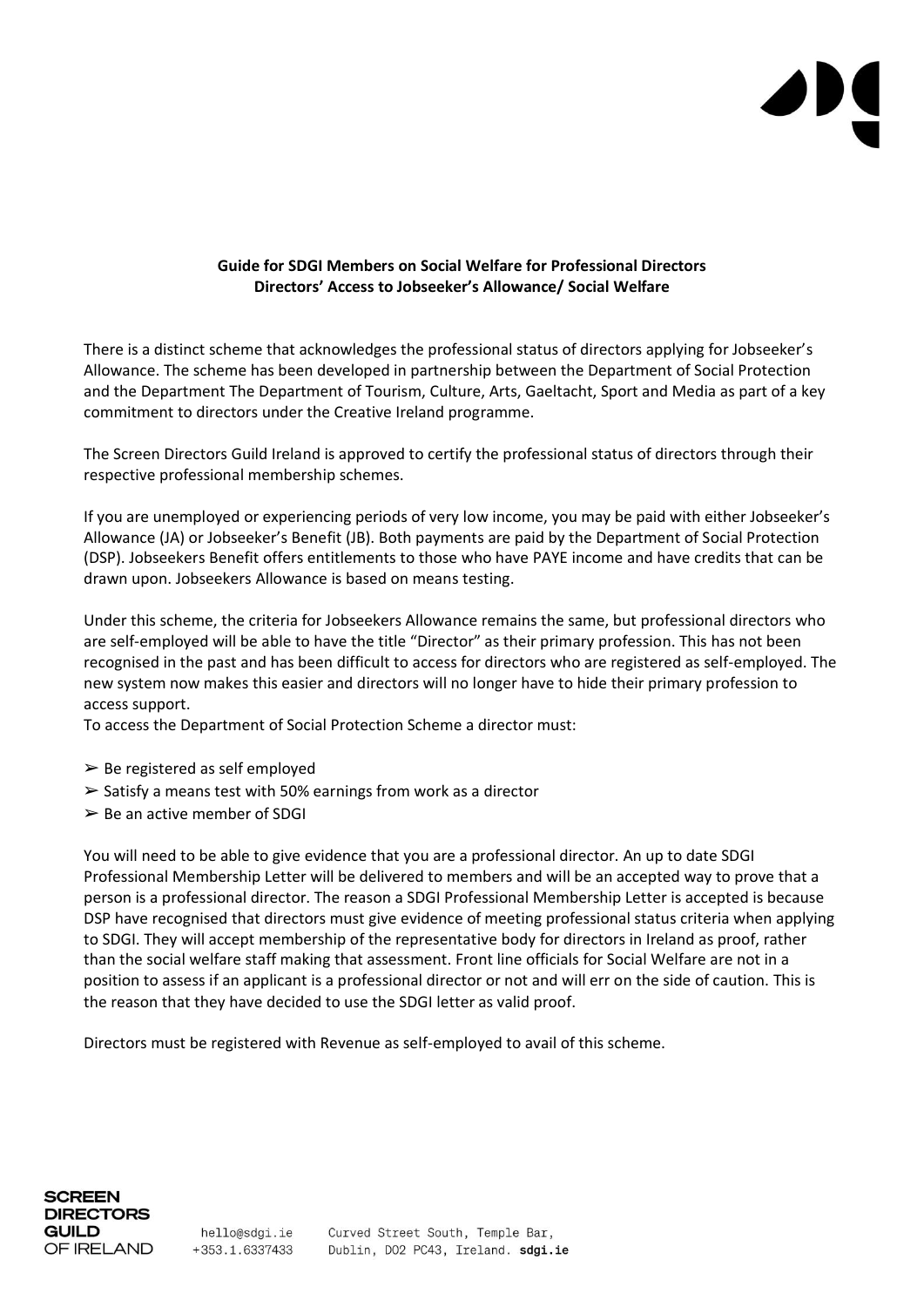**Guide for SDGI Members on Social Welfare for Professional Directors**
**Directors' Access to Jobseeker's Allowance/ Social Welfare**

There is a distinct scheme that acknowledges the professional status of directors applying for Jobseeker's Allowance. The scheme has been developed in partnership between the Department of Social Protection and the Department The Department of Tourism, Culture, Arts, Gaeltacht, Sport and Media as part of a key commitment to directors under the Creative Ireland programme.

The Screen Directors Guild Ireland is approved to certify the professional status of directors through their respective professional membership schemes.

If you are unemployed or experiencing periods of very low income, you may be paid with either Jobseeker's Allowance (JA) or Jobseeker's Benefit (JB). Both payments are paid by the Department of Social Protection (DSP). Jobseekers Benefit offers entitlements to those who have PAYE income and have credits that can be drawn upon. Jobseekers Allowance is based on means testing.

Under this scheme, the criteria for Jobseekers Allowance remains the same, but professional directors who are self-employed will be able to have the title "Director" as their primary profession. This has not been recognised in the past and has been difficult to access for directors who are registered as self-employed. The new system now makes this easier and directors will no longer have to hide their primary profession to access support.
To access the Department of Social Protection Scheme a director must:

- Be registered as self employed
- Satisfy a means test with 50% earnings from work as a director
- Be an active member of SDGI

You will need to be able to give evidence that you are a professional director. An up to date SDGI Professional Membership Letter will be delivered to members and will be an accepted way to prove that a person is a professional director. The reason a SDGI Professional Membership Letter is accepted is because DSP have recognised that directors must give evidence of meeting professional status criteria when applying to SDGI. They will accept membership of the representative body for directors in Ireland as proof, rather than the social welfare staff making that assessment. Front line officials for Social Welfare are not in a position to assess if an applicant is a professional director or not and will err on the side of caution. This is the reason that they have decided to use the SDGI letter as valid proof.

Directors must be registered with Revenue as self-employed to avail of this scheme.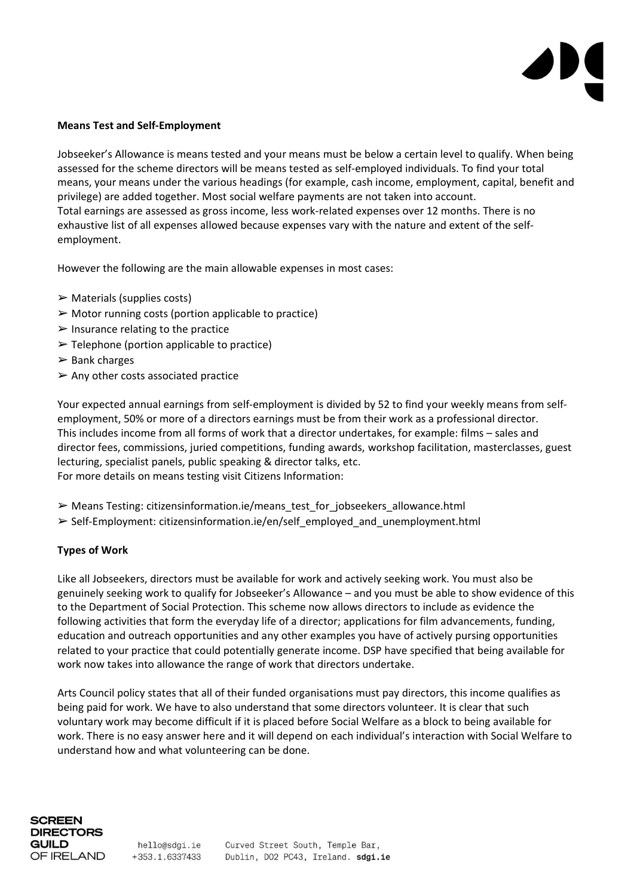**Means Test and Self-Employment**

Jobseeker's Allowance is means tested and your means must be below a certain level to qualify. When being assessed for the scheme directors will be means tested as self-employed individuals. To find your total means, your means under the various headings (for example, cash income, employment, capital, benefit and privilege) are added together. Most social welfare payments are not taken into account.
Total earnings are assessed as gross income, less work-related expenses over 12 months. There is no exhaustive list of all expenses allowed because expenses vary with the nature and extent of the self-employment.

However the following are the main allowable expenses in most cases:

- Materials (supplies costs)
- Motor running costs (portion applicable to practice)
- Insurance relating to the practice
- Telephone (portion applicable to practice)
- Bank charges
- Any other costs associated practice

Your expected annual earnings from self-employment is divided by 52 to find your weekly means from self-employment, 50% or more of a directors earnings must be from their work as a professional director. This includes income from all forms of work that a director undertakes, for example: films – sales and director fees, commissions, juried competitions, funding awards, workshop facilitation, masterclasses, guest lecturing, specialist panels, public speaking & director talks, etc.
For more details on means testing visit Citizens Information:

- Means Testing: citizensinformation.ie/means_test_for_jobseekers_allowance.html
- Self-Employment: citizensinformation.ie/en/self_employed_and_unemployment.html

**Types of Work**

Like all Jobseekers, directors must be available for work and actively seeking work. You must also be genuinely seeking work to qualify for Jobseeker's Allowance – and you must be able to show evidence of this to the Department of Social Protection. This scheme now allows directors to include as evidence the following activities that form the everyday life of a director; applications for film advancements, funding, education and outreach opportunities and any other examples you have of actively pursing opportunities related to your practice that could potentially generate income. DSP have specified that being available for work now takes into allowance the range of work that directors undertake.

Arts Council policy states that all of their funded organisations must pay directors, this income qualifies as being paid for work. We have to also understand that some directors volunteer. It is clear that such voluntary work may become difficult if it is placed before Social Welfare as a block to being available for work. There is no easy answer here and it will depend on each individual's interaction with Social Welfare to understand how and what volunteering can be done.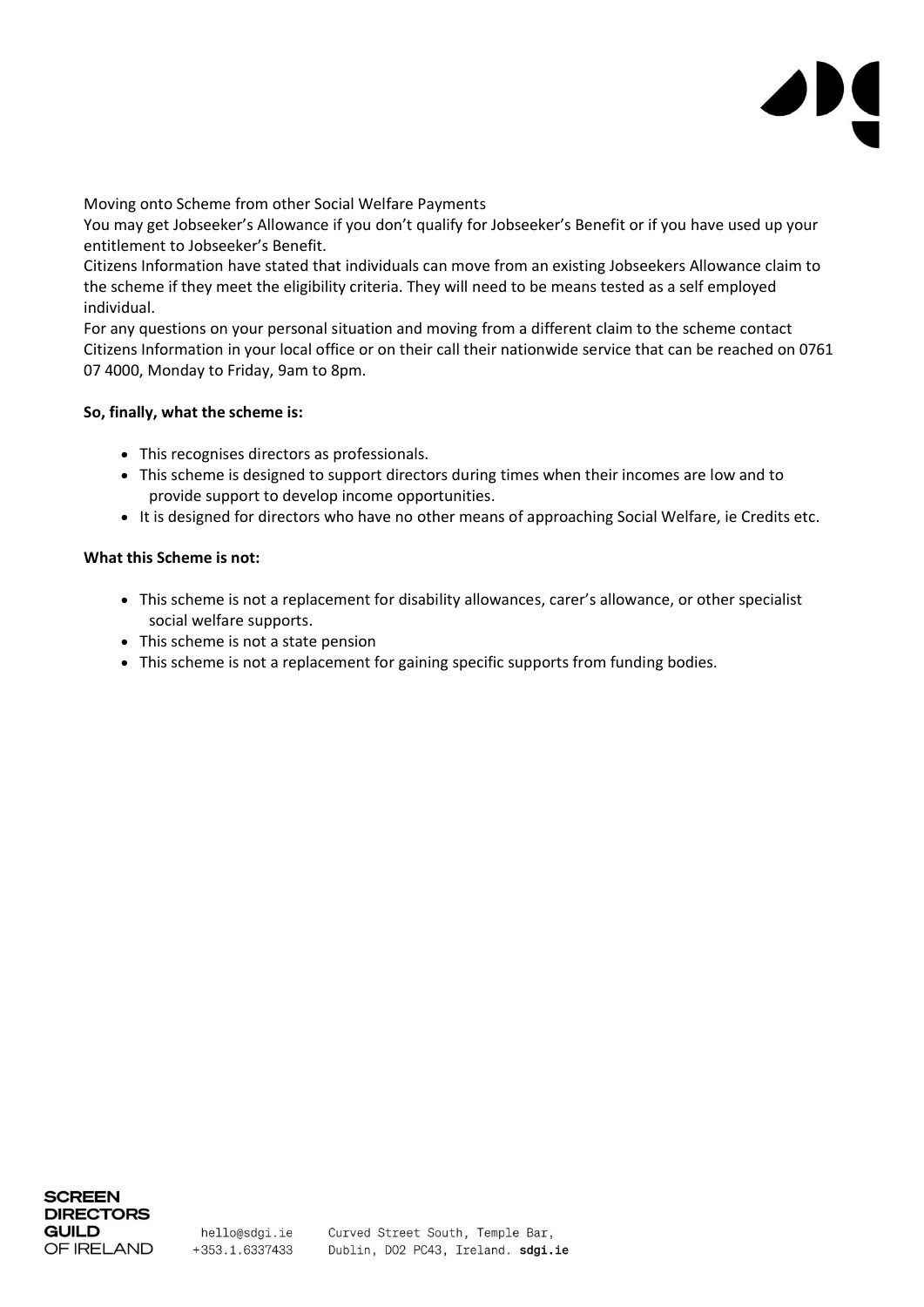Moving onto Scheme from other Social Welfare Payments

You may get Jobseeker's Allowance if you don't qualify for Jobseeker's Benefit or if you have used up your entitlement to Jobseeker's Benefit.

Citizens Information have stated that individuals can move from an existing Jobseekers Allowance claim to the scheme if they meet the eligibility criteria. They will need to be means tested as a self employed individual.

For any questions on your personal situation and moving from a different claim to the scheme contact Citizens Information in your local office or on their call their nationwide service that can be reached on 0761 07 4000, Monday to Friday, 9am to 8pm.

**So, finally, what the scheme is:**

- This recognises directors as professionals.
- This scheme is designed to support directors during times when their incomes are low and to provide support to develop income opportunities.
- It is designed for directors who have no other means of approaching Social Welfare, ie Credits etc.

**What this Scheme is not:**

- This scheme is not a replacement for disability allowances, carer's allowance, or other specialist social welfare supports.
- This scheme is not a state pension
- This scheme is not a replacement for gaining specific supports from funding bodies.